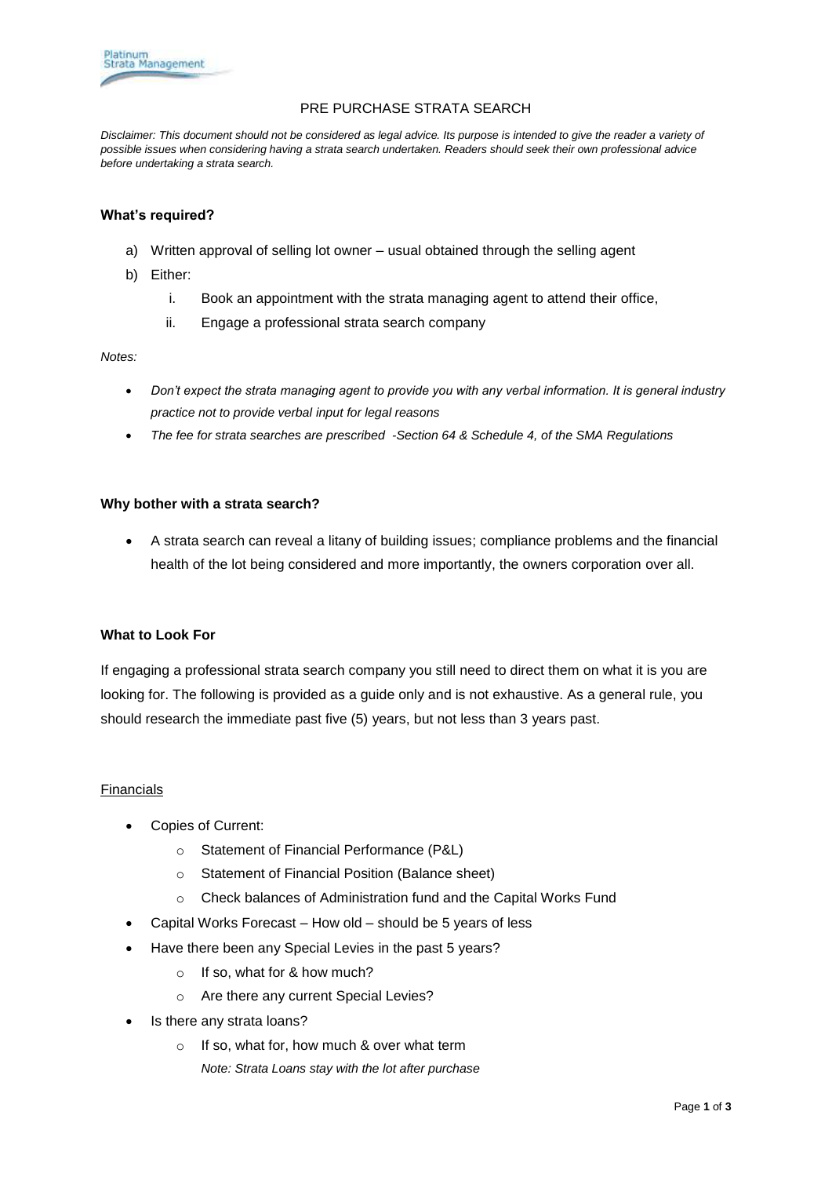# PRE PURCHASE STRATA SEARCH

*Disclaimer: This document should not be considered as legal advice. Its purpose is intended to give the reader a variety of possible issues when considering having a strata search undertaken. Readers should seek their own professional advice before undertaking a strata search.*

**What's required?**

a) Written approval of selling lot owner – usual obtained through the selling agent
b) Either:
   i. Book an appointment with the strata managing agent to attend their office,
   ii. Engage a professional strata search company

*Notes:*

- *Don't expect the strata managing agent to provide you with any verbal information. It is general industry practice not to provide verbal input for legal reasons*
- *The fee for strata searches are prescribed -Section 64 & Schedule 4, of the SMA Regulations*

**Why bother with a strata search?**

- A strata search can reveal a litany of building issues; compliance problems and the financial health of the lot being considered and more importantly, the owners corporation over all.

**What to Look For**

If engaging a professional strata search company you still need to direct them on what it is you are looking for. The following is provided as a guide only and is not exhaustive. As a general rule, you should research the immediate past five (5) years, but not less than 3 years past.

<u>Financials</u>

- Copies of Current:
  - Statement of Financial Performance (P&L)
  - Statement of Financial Position (Balance sheet)
  - Check balances of Administration fund and the Capital Works Fund
- Capital Works Forecast – How old – should be 5 years of less
- Have there been any Special Levies in the past 5 years?
  - If so, what for & how much?
  - Are there any current Special Levies?
- Is there any strata loans?
  - If so, what for, how much & over what term
    *Note: Strata Loans stay with the lot after purchase*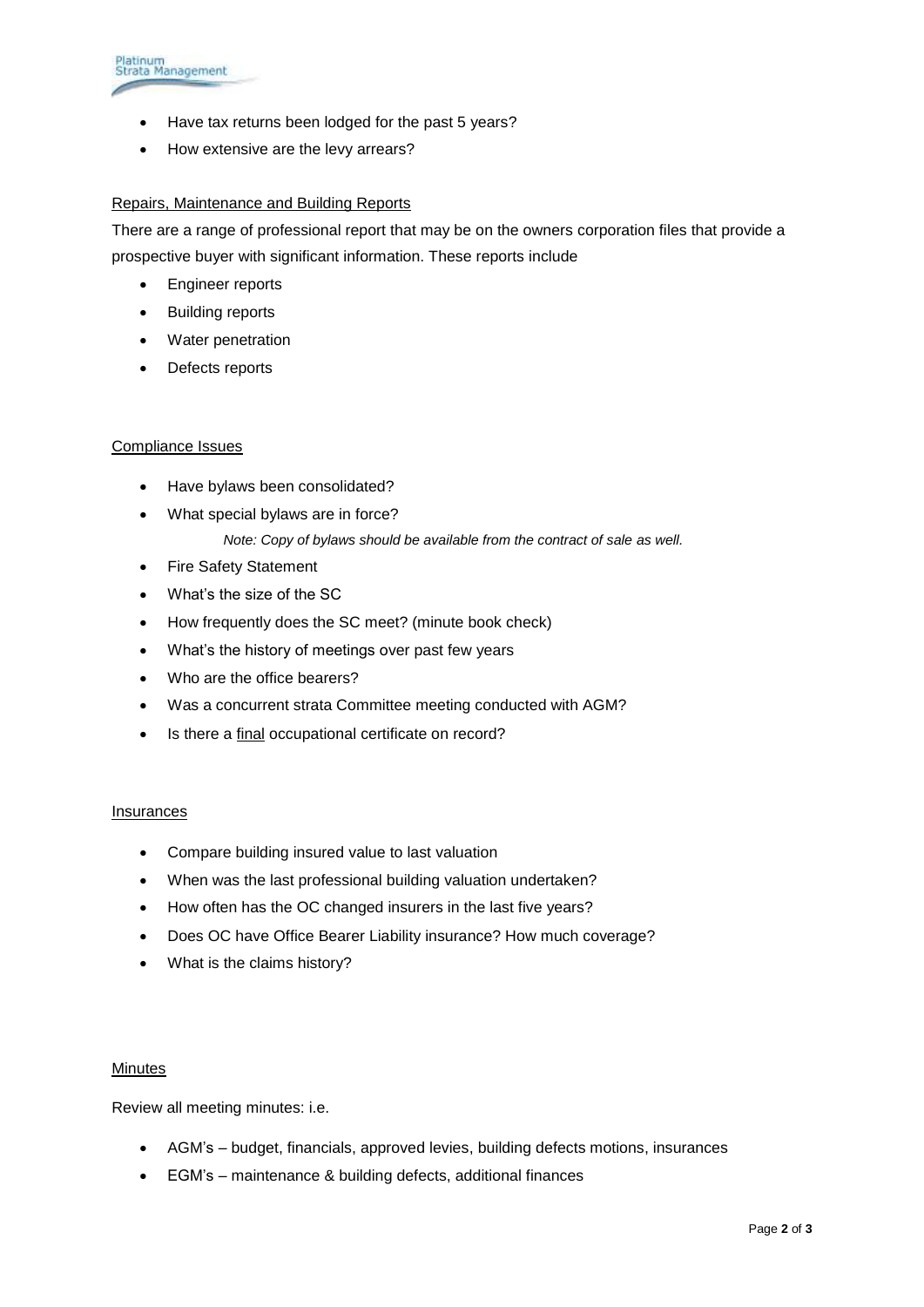- Have tax returns been lodged for the past 5 years?
- How extensive are the levy arrears?

<u>Repairs, Maintenance and Building Reports</u>

There are a range of professional report that may be on the owners corporation files that provide a prospective buyer with significant information. These reports include

- Engineer reports
- Building reports
- Water penetration
- Defects reports

<u>Compliance Issues</u>

- Have bylaws been consolidated?
- What special bylaws are in force?

  *Note: Copy of bylaws should be available from the contract of sale as well.*
- Fire Safety Statement
- What's the size of the SC
- How frequently does the SC meet? (minute book check)
- What's the history of meetings over past few years
- Who are the office bearers?
- Was a concurrent strata Committee meeting conducted with AGM?
- Is there a <u>final</u> occupational certificate on record?

<u>Insurances</u>

- Compare building insured value to last valuation
- When was the last professional building valuation undertaken?
- How often has the OC changed insurers in the last five years?
- Does OC have Office Bearer Liability insurance? How much coverage?
- What is the claims history?

<u>Minutes</u>

Review all meeting minutes: i.e.

- AGM's – budget, financials, approved levies, building defects motions, insurances
- EGM's – maintenance & building defects, additional finances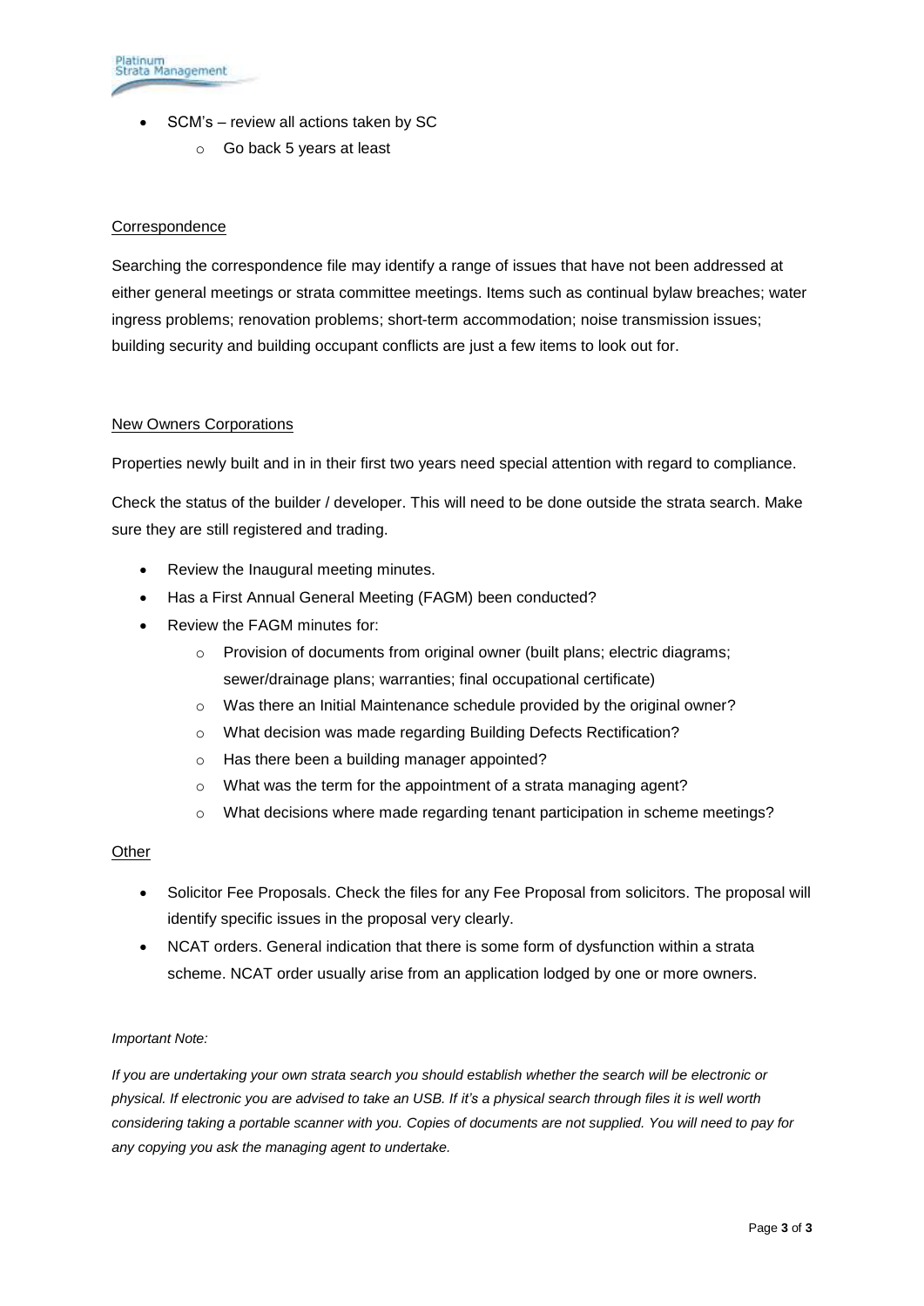- SCM's – review all actions taken by SC
  - Go back 5 years at least

## Correspondence

Searching the correspondence file may identify a range of issues that have not been addressed at either general meetings or strata committee meetings. Items such as continual bylaw breaches; water ingress problems; renovation problems; short-term accommodation; noise transmission issues; building security and building occupant conflicts are just a few items to look out for.

## New Owners Corporations

Properties newly built and in in their first two years need special attention with regard to compliance.

Check the status of the builder / developer. This will need to be done outside the strata search. Make sure they are still registered and trading.

- Review the Inaugural meeting minutes.
- Has a First Annual General Meeting (FAGM) been conducted?
- Review the FAGM minutes for:
  - Provision of documents from original owner (built plans; electric diagrams; sewer/drainage plans; warranties; final occupational certificate)
  - Was there an Initial Maintenance schedule provided by the original owner?
  - What decision was made regarding Building Defects Rectification?
  - Has there been a building manager appointed?
  - What was the term for the appointment of a strata managing agent?
  - What decisions where made regarding tenant participation in scheme meetings?

## Other

- Solicitor Fee Proposals. Check the files for any Fee Proposal from solicitors. The proposal will identify specific issues in the proposal very clearly.
- NCAT orders. General indication that there is some form of dysfunction within a strata scheme. NCAT order usually arise from an application lodged by one or more owners.

*Important Note:*

*If you are undertaking your own strata search you should establish whether the search will be electronic or physical. If electronic you are advised to take an USB. If it's a physical search through files it is well worth considering taking a portable scanner with you. Copies of documents are not supplied. You will need to pay for any copying you ask the managing agent to undertake.*